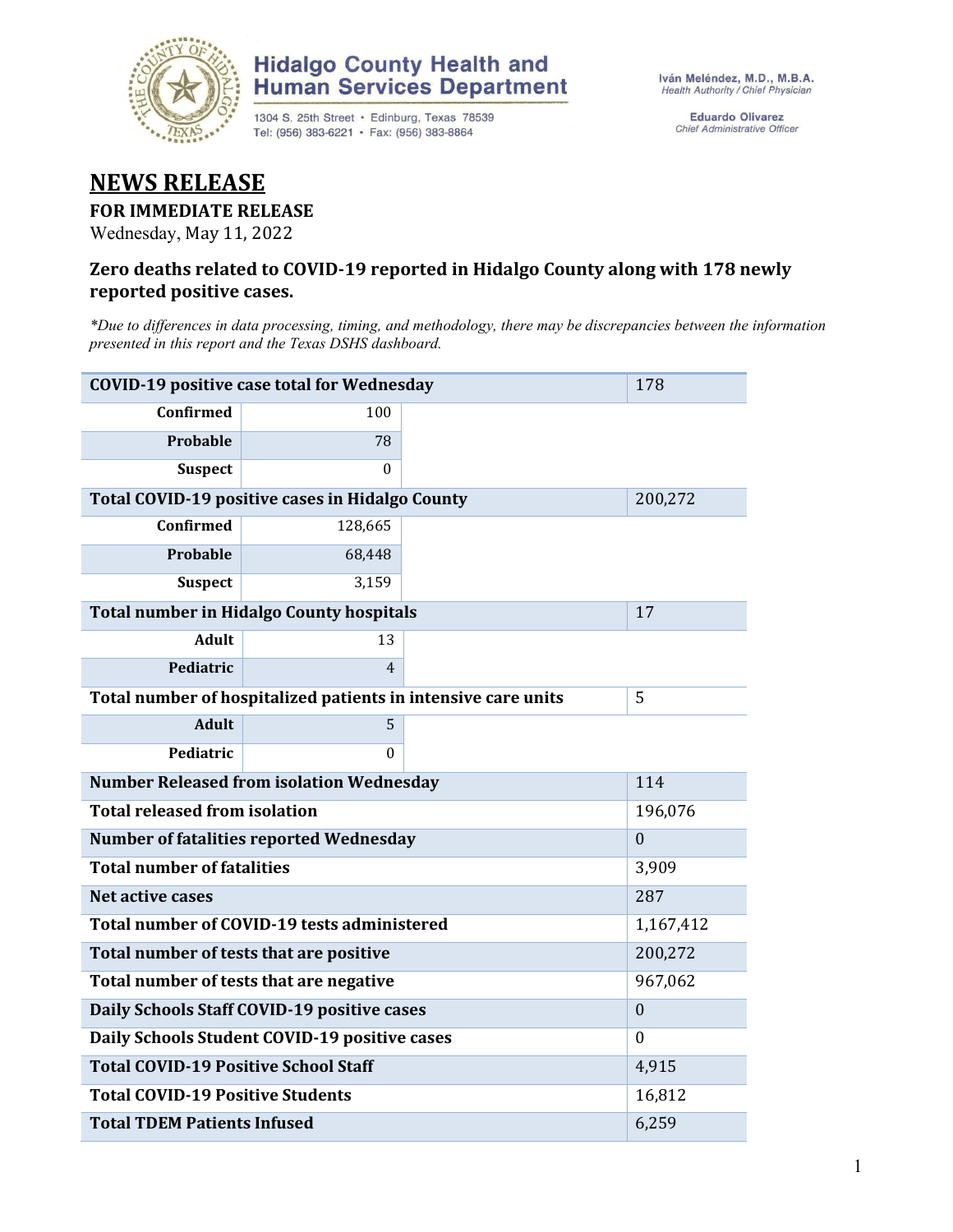Hidalgo County Health and Human Services Department

1304 S. 25th Street • Edinburg, Texas 78539
Tel: (956) 383-6221 • Fax: (956) 383-8864

Iván Meléndez, M.D., M.B.A.
*Health Authority / Chief Physician*

Eduardo Olivarez
*Chief Administrative Officer*

# NEWS RELEASE

**FOR IMMEDIATE RELEASE**

Wednesday, May 11, 2022

### Zero deaths related to COVID-19 reported in Hidalgo County along with 178 newly reported positive cases.

*\*Due to differences in data processing, timing, and methodology, there may be discrepancies between the information presented in this report and the Texas DSHS dashboard.*

| Category | | Total |
|---|---|---|
| **COVID-19 positive case total for Wednesday** | | 178 |
| **Confirmed** | 100 | |
| **Probable** | 78 | |
| **Suspect** | 0 | |
| **Total COVID-19 positive cases in Hidalgo County** | | 200,272 |
| **Confirmed** | 128,665 | |
| **Probable** | 68,448 | |
| **Suspect** | 3,159 | |
| **Total number in Hidalgo County hospitals** | | 17 |
| **Adult** | 13 | |
| **Pediatric** | 4 | |
| **Total number of hospitalized patients in intensive care units** | | 5 |
| **Adult** | 5 | |
| **Pediatric** | 0 | |
| **Number Released from isolation Wednesday** | | 114 |
| **Total released from isolation** | | 196,076 |
| **Number of fatalities reported Wednesday** | | 0 |
| **Total number of fatalities** | | 3,909 |
| **Net active cases** | | 287 |
| **Total number of COVID-19 tests administered** | | 1,167,412 |
| **Total number of tests that are positive** | | 200,272 |
| **Total number of tests that are negative** | | 967,062 |
| **Daily Schools Staff COVID-19 positive cases** | | 0 |
| **Daily Schools Student COVID-19 positive cases** | | 0 |
| **Total COVID-19 Positive School Staff** | | 4,915 |
| **Total COVID-19 Positive Students** | | 16,812 |
| **Total TDEM Patients Infused** | | 6,259 |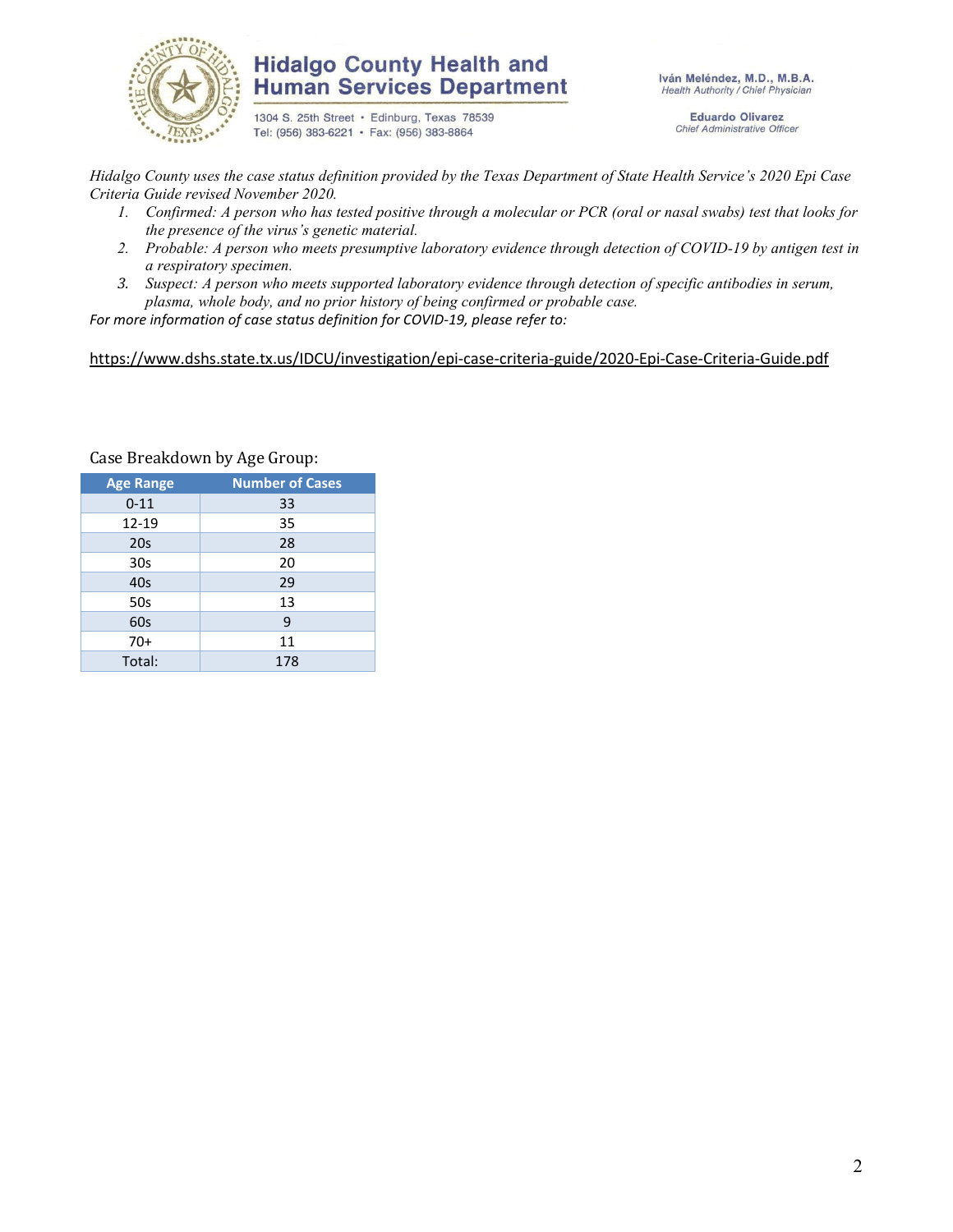Hidalgo County Health and Human Services Department

1304 S. 25th Street • Edinburg, Texas 78539
Tel: (956) 383-6221 • Fax: (956) 383-8864

Iván Meléndez, M.D., M.B.A.
*Health Authority / Chief Physician*

Eduardo Olivarez
*Chief Administrative Officer*

*Hidalgo County uses the case status definition provided by the Texas Department of State Health Service's 2020 Epi Case Criteria Guide revised November 2020.*

1. *Confirmed: A person who has tested positive through a molecular or PCR (oral or nasal swabs) test that looks for the presence of the virus's genetic material.*
2. *Probable: A person who meets presumptive laboratory evidence through detection of COVID-19 by antigen test in a respiratory specimen.*
3. *Suspect: A person who meets supported laboratory evidence through detection of specific antibodies in serum, plasma, whole body, and no prior history of being confirmed or probable case.*

*For more information of case status definition for COVID-19, please refer to:*

https://www.dshs.state.tx.us/IDCU/investigation/epi-case-criteria-guide/2020-Epi-Case-Criteria-Guide.pdf

Case Breakdown by Age Group:

| Age Range | Number of Cases |
|---|---|
| 0-11 | 33 |
| 12-19 | 35 |
| 20s | 28 |
| 30s | 20 |
| 40s | 29 |
| 50s | 13 |
| 60s | 9 |
| 70+ | 11 |
| Total: | 178 |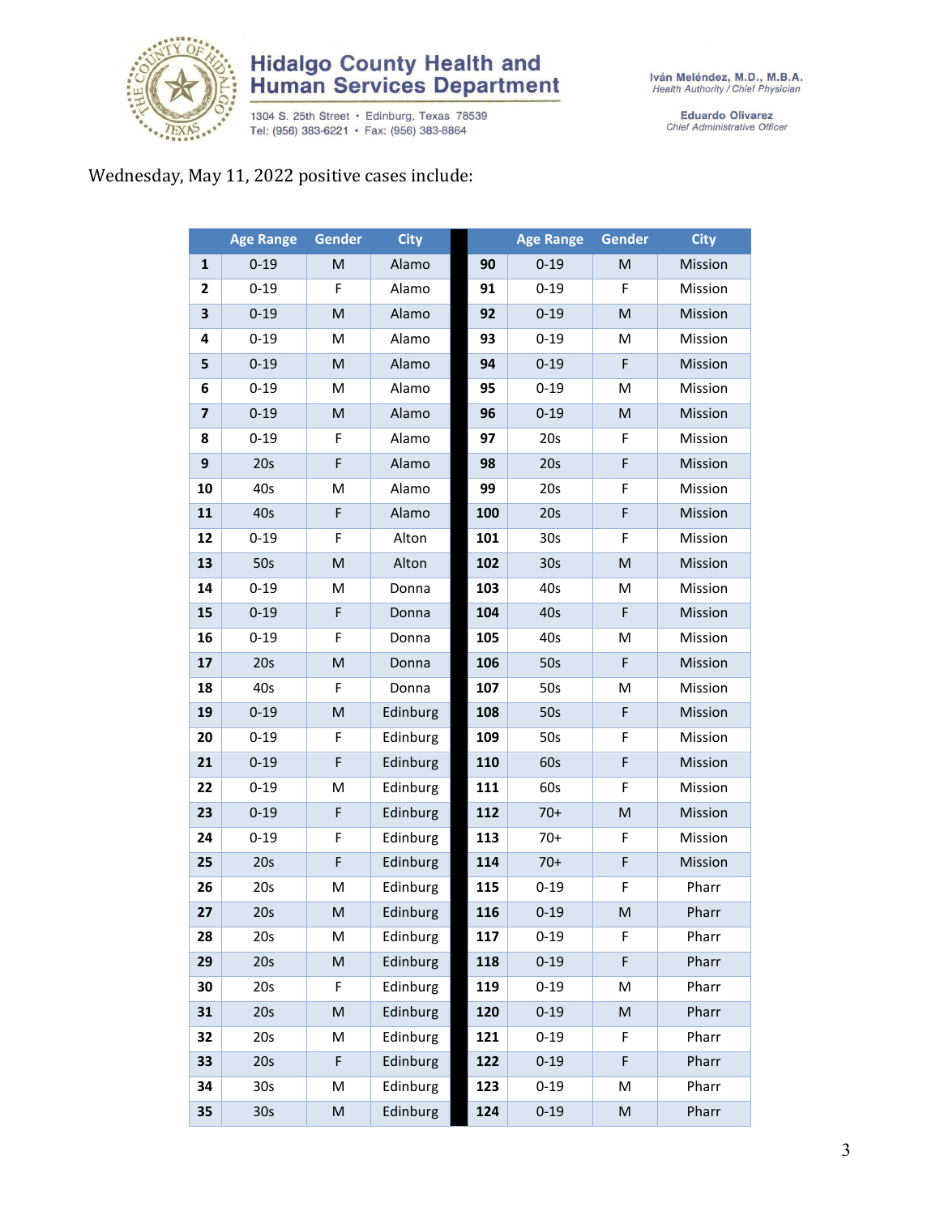**Hidalgo County Health and Human Services Department**

1304 S. 25th Street • Edinburg, Texas 78539
Tel: (956) 383-6221 • Fax: (956) 383-8864

**Iván Meléndez, M.D., M.B.A.**
*Health Authority / Chief Physician*

**Eduardo Olivarez**
*Chief Administrative Officer*

Wednesday, May 11, 2022 positive cases include:

| | Age Range | Gender | City | | Age Range | Gender | City |
|---|---|---|---|---|---|---|---|
| **1** | 0-19 | M | Alamo | **90** | 0-19 | M | Mission |
| **2** | 0-19 | F | Alamo | **91** | 0-19 | F | Mission |
| **3** | 0-19 | M | Alamo | **92** | 0-19 | M | Mission |
| **4** | 0-19 | M | Alamo | **93** | 0-19 | M | Mission |
| **5** | 0-19 | M | Alamo | **94** | 0-19 | F | Mission |
| **6** | 0-19 | M | Alamo | **95** | 0-19 | M | Mission |
| **7** | 0-19 | M | Alamo | **96** | 0-19 | M | Mission |
| **8** | 0-19 | F | Alamo | **97** | 20s | F | Mission |
| **9** | 20s | F | Alamo | **98** | 20s | F | Mission |
| **10** | 40s | M | Alamo | **99** | 20s | F | Mission |
| **11** | 40s | F | Alamo | **100** | 20s | F | Mission |
| **12** | 0-19 | F | Alton | **101** | 30s | F | Mission |
| **13** | 50s | M | Alton | **102** | 30s | M | Mission |
| **14** | 0-19 | M | Donna | **103** | 40s | M | Mission |
| **15** | 0-19 | F | Donna | **104** | 40s | F | Mission |
| **16** | 0-19 | F | Donna | **105** | 40s | M | Mission |
| **17** | 20s | M | Donna | **106** | 50s | F | Mission |
| **18** | 40s | F | Donna | **107** | 50s | M | Mission |
| **19** | 0-19 | M | Edinburg | **108** | 50s | F | Mission |
| **20** | 0-19 | F | Edinburg | **109** | 50s | F | Mission |
| **21** | 0-19 | F | Edinburg | **110** | 60s | F | Mission |
| **22** | 0-19 | M | Edinburg | **111** | 60s | F | Mission |
| **23** | 0-19 | F | Edinburg | **112** | 70+ | M | Mission |
| **24** | 0-19 | F | Edinburg | **113** | 70+ | F | Mission |
| **25** | 20s | F | Edinburg | **114** | 70+ | F | Mission |
| **26** | 20s | M | Edinburg | **115** | 0-19 | F | Pharr |
| **27** | 20s | M | Edinburg | **116** | 0-19 | M | Pharr |
| **28** | 20s | M | Edinburg | **117** | 0-19 | F | Pharr |
| **29** | 20s | M | Edinburg | **118** | 0-19 | F | Pharr |
| **30** | 20s | F | Edinburg | **119** | 0-19 | M | Pharr |
| **31** | 20s | M | Edinburg | **120** | 0-19 | M | Pharr |
| **32** | 20s | M | Edinburg | **121** | 0-19 | F | Pharr |
| **33** | 20s | F | Edinburg | **122** | 0-19 | F | Pharr |
| **34** | 30s | M | Edinburg | **123** | 0-19 | M | Pharr |
| **35** | 30s | M | Edinburg | **124** | 0-19 | M | Pharr |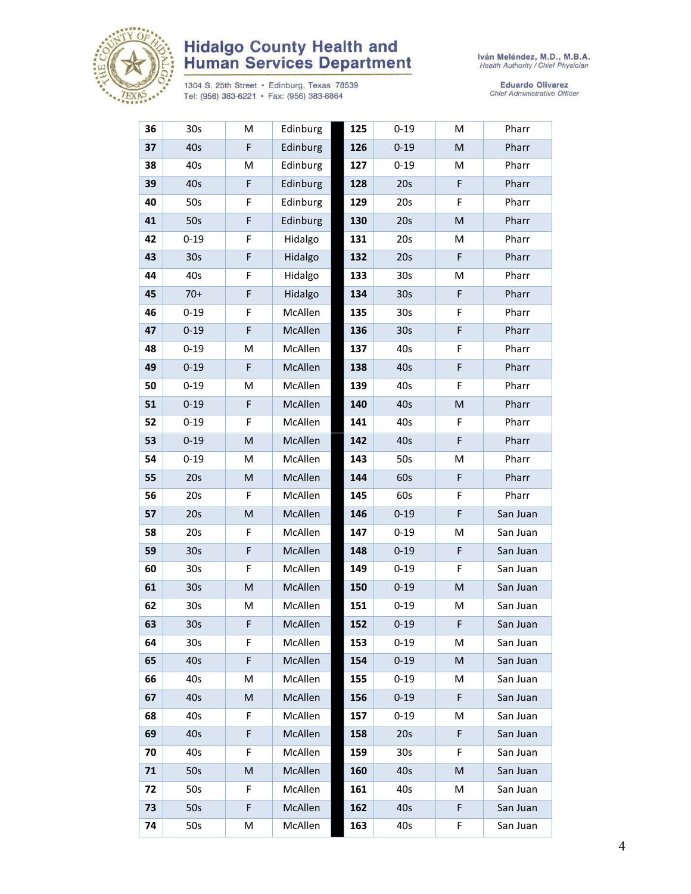# Hidalgo County Health and Human Services Department

1304 S. 25th Street • Edinburg, Texas 78539
Tel: (956) 383-6221 • Fax: (956) 383-8864

Iván Meléndez, M.D., M.B.A.
*Health Authority / Chief Physician*

Eduardo Olivarez
*Chief Administrative Officer*

| | | | | | | | |
|---|---|---|---|---|---|---|---|
| **36** | 30s | M | Edinburg | **125** | 0-19 | M | Pharr |
| **37** | 40s | F | Edinburg | **126** | 0-19 | M | Pharr |
| **38** | 40s | M | Edinburg | **127** | 0-19 | M | Pharr |
| **39** | 40s | F | Edinburg | **128** | 20s | F | Pharr |
| **40** | 50s | F | Edinburg | **129** | 20s | F | Pharr |
| **41** | 50s | F | Edinburg | **130** | 20s | M | Pharr |
| **42** | 0-19 | F | Hidalgo | **131** | 20s | M | Pharr |
| **43** | 30s | F | Hidalgo | **132** | 20s | F | Pharr |
| **44** | 40s | F | Hidalgo | **133** | 30s | M | Pharr |
| **45** | 70+ | F | Hidalgo | **134** | 30s | F | Pharr |
| **46** | 0-19 | F | McAllen | **135** | 30s | F | Pharr |
| **47** | 0-19 | F | McAllen | **136** | 30s | F | Pharr |
| **48** | 0-19 | M | McAllen | **137** | 40s | F | Pharr |
| **49** | 0-19 | F | McAllen | **138** | 40s | F | Pharr |
| **50** | 0-19 | M | McAllen | **139** | 40s | F | Pharr |
| **51** | 0-19 | F | McAllen | **140** | 40s | M | Pharr |
| **52** | 0-19 | F | McAllen | **141** | 40s | F | Pharr |
| **53** | 0-19 | M | McAllen | **142** | 40s | F | Pharr |
| **54** | 0-19 | M | McAllen | **143** | 50s | M | Pharr |
| **55** | 20s | M | McAllen | **144** | 60s | F | Pharr |
| **56** | 20s | F | McAllen | **145** | 60s | F | Pharr |
| **57** | 20s | M | McAllen | **146** | 0-19 | F | San Juan |
| **58** | 20s | F | McAllen | **147** | 0-19 | M | San Juan |
| **59** | 30s | F | McAllen | **148** | 0-19 | F | San Juan |
| **60** | 30s | F | McAllen | **149** | 0-19 | F | San Juan |
| **61** | 30s | M | McAllen | **150** | 0-19 | M | San Juan |
| **62** | 30s | M | McAllen | **151** | 0-19 | M | San Juan |
| **63** | 30s | F | McAllen | **152** | 0-19 | F | San Juan |
| **64** | 30s | F | McAllen | **153** | 0-19 | M | San Juan |
| **65** | 40s | F | McAllen | **154** | 0-19 | M | San Juan |
| **66** | 40s | M | McAllen | **155** | 0-19 | M | San Juan |
| **67** | 40s | M | McAllen | **156** | 0-19 | F | San Juan |
| **68** | 40s | F | McAllen | **157** | 0-19 | M | San Juan |
| **69** | 40s | F | McAllen | **158** | 20s | F | San Juan |
| **70** | 40s | F | McAllen | **159** | 30s | F | San Juan |
| **71** | 50s | M | McAllen | **160** | 40s | M | San Juan |
| **72** | 50s | F | McAllen | **161** | 40s | M | San Juan |
| **73** | 50s | F | McAllen | **162** | 40s | F | San Juan |
| **74** | 50s | M | McAllen | **163** | 40s | F | San Juan |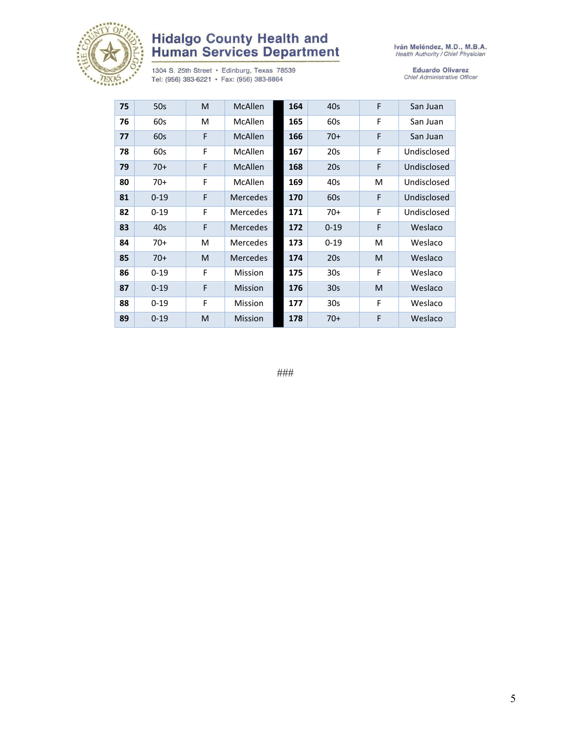| | | | | | | | |
|---|---|---|---|---|---|---|---|
| **75** | 50s | M | McAllen | **164** | 40s | F | San Juan |
| **76** | 60s | M | McAllen | **165** | 60s | F | San Juan |
| **77** | 60s | F | McAllen | **166** | 70+ | F | San Juan |
| **78** | 60s | F | McAllen | **167** | 20s | F | Undisclosed |
| **79** | 70+ | F | McAllen | **168** | 20s | F | Undisclosed |
| **80** | 70+ | F | McAllen | **169** | 40s | M | Undisclosed |
| **81** | 0-19 | F | Mercedes | **170** | 60s | F | Undisclosed |
| **82** | 0-19 | F | Mercedes | **171** | 70+ | F | Undisclosed |
| **83** | 40s | F | Mercedes | **172** | 0-19 | F | Weslaco |
| **84** | 70+ | M | Mercedes | **173** | 0-19 | M | Weslaco |
| **85** | 70+ | M | Mercedes | **174** | 20s | M | Weslaco |
| **86** | 0-19 | F | Mission | **175** | 30s | F | Weslaco |
| **87** | 0-19 | F | Mission | **176** | 30s | M | Weslaco |
| **88** | 0-19 | F | Mission | **177** | 30s | F | Weslaco |
| **89** | 0-19 | M | Mission | **178** | 70+ | F | Weslaco |

###